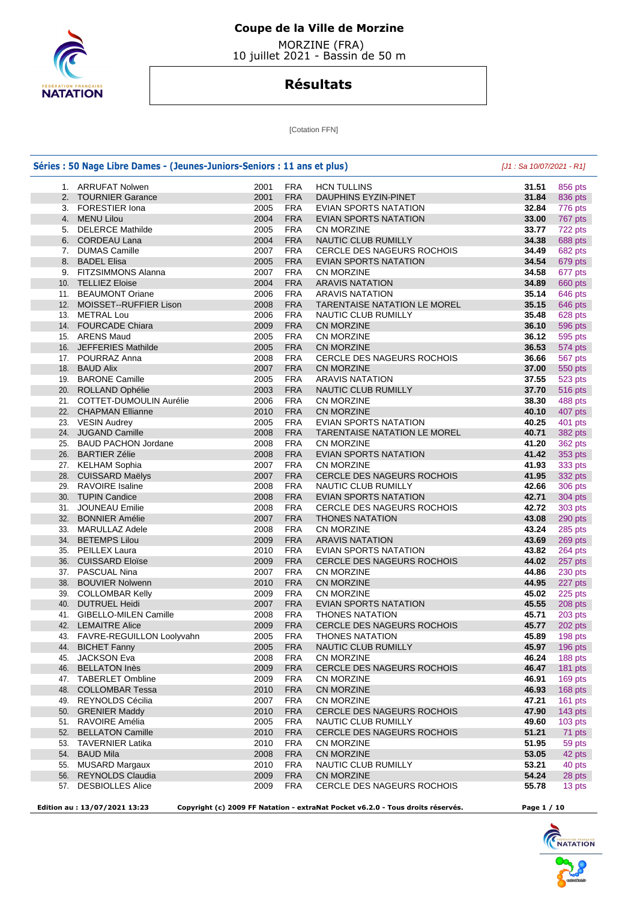# Coupe de la Ville de Morzine

MORZINE (FRA)
10 juillet 2021 - Bassin de 50 m

## Résultats

[Cotation FFN]

### Séries : 50 Nage Libre Dames - (Jeunes-Juniors-Seniors : 11 ans et plus)

*[J1 : Sa 10/07/2021 - R1]*

| | | | | | | |
|---|---|---|---|---|---|---|
| 1. | ARRUFAT Nolwen | 2001 | FRA | HCN TULLINS | 31.51 | 856 pts |
| 2. | TOURNIER Garance | 2001 | FRA | DAUPHINS EYZIN-PINET | 31.84 | 836 pts |
| 3. | FORESTIER Iona | 2005 | FRA | EVIAN SPORTS NATATION | 32.84 | 776 pts |
| 4. | MENU Lilou | 2004 | FRA | EVIAN SPORTS NATATION | 33.00 | 767 pts |
| 5. | DELERCE Mathilde | 2005 | FRA | CN MORZINE | 33.77 | 722 pts |
| 6. | CORDEAU Lana | 2004 | FRA | NAUTIC CLUB RUMILLY | 34.38 | 688 pts |
| 7. | DUMAS Camille | 2007 | FRA | CERCLE DES NAGEURS ROCHOIS | 34.49 | 682 pts |
| 8. | BADEL Elisa | 2005 | FRA | EVIAN SPORTS NATATION | 34.54 | 679 pts |
| 9. | FITZSIMMONS Alanna | 2007 | FRA | CN MORZINE | 34.58 | 677 pts |
| 10. | TELLIEZ Eloise | 2004 | FRA | ARAVIS NATATION | 34.89 | 660 pts |
| 11. | BEAUMONT Oriane | 2006 | FRA | ARAVIS NATATION | 35.14 | 646 pts |
| 12. | MOISSET--RUFFIER Lison | 2008 | FRA | TARENTAISE NATATION LE MOREL | 35.15 | 646 pts |
| 13. | METRAL Lou | 2006 | FRA | NAUTIC CLUB RUMILLY | 35.48 | 628 pts |
| 14. | FOURCADE Chiara | 2009 | FRA | CN MORZINE | 36.10 | 596 pts |
| 15. | ARENS Maud | 2005 | FRA | CN MORZINE | 36.12 | 595 pts |
| 16. | JEFFERIES Mathilde | 2005 | FRA | CN MORZINE | 36.53 | 574 pts |
| 17. | POURRAZ Anna | 2008 | FRA | CERCLE DES NAGEURS ROCHOIS | 36.66 | 567 pts |
| 18. | BAUD Alix | 2007 | FRA | CN MORZINE | 37.00 | 550 pts |
| 19. | BARONE Camille | 2005 | FRA | ARAVIS NATATION | 37.55 | 523 pts |
| 20. | ROLLAND Ophélie | 2003 | FRA | NAUTIC CLUB RUMILLY | 37.70 | 516 pts |
| 21. | COTTET-DUMOULIN Aurélie | 2006 | FRA | CN MORZINE | 38.30 | 488 pts |
| 22. | CHAPMAN Ellianne | 2010 | FRA | CN MORZINE | 40.10 | 407 pts |
| 23. | VESIN Audrey | 2005 | FRA | EVIAN SPORTS NATATION | 40.25 | 401 pts |
| 24. | JUGAND Camille | 2008 | FRA | TARENTAISE NATATION LE MOREL | 40.71 | 382 pts |
| 25. | BAUD PACHON Jordane | 2008 | FRA | CN MORZINE | 41.20 | 362 pts |
| 26. | BARTIER Zélie | 2008 | FRA | EVIAN SPORTS NATATION | 41.42 | 353 pts |
| 27. | KELHAM Sophia | 2007 | FRA | CN MORZINE | 41.93 | 333 pts |
| 28. | CUISSARD Maëlys | 2007 | FRA | CERCLE DES NAGEURS ROCHOIS | 41.95 | 332 pts |
| 29. | RAVOIRE Isaline | 2008 | FRA | NAUTIC CLUB RUMILLY | 42.66 | 306 pts |
| 30. | TUPIN Candice | 2008 | FRA | EVIAN SPORTS NATATION | 42.71 | 304 pts |
| 31. | JOUNEAU Emilie | 2008 | FRA | CERCLE DES NAGEURS ROCHOIS | 42.72 | 303 pts |
| 32. | BONNIER Amélie | 2007 | FRA | THONES NATATION | 43.08 | 290 pts |
| 33. | MARULLAZ Adele | 2008 | FRA | CN MORZINE | 43.24 | 285 pts |
| 34. | BETEMPS Lilou | 2009 | FRA | ARAVIS NATATION | 43.69 | 269 pts |
| 35. | PEILLEX Laura | 2010 | FRA | EVIAN SPORTS NATATION | 43.82 | 264 pts |
| 36. | CUISSARD Eloïse | 2009 | FRA | CERCLE DES NAGEURS ROCHOIS | 44.02 | 257 pts |
| 37. | PASCUAL Nina | 2007 | FRA | CN MORZINE | 44.86 | 230 pts |
| 38. | BOUVIER Nolwenn | 2010 | FRA | CN MORZINE | 44.95 | 227 pts |
| 39. | COLLOMBAR Kelly | 2009 | FRA | CN MORZINE | 45.02 | 225 pts |
| 40. | DUTRUEL Heidi | 2007 | FRA | EVIAN SPORTS NATATION | 45.55 | 208 pts |
| 41. | GIBELLO-MILEN Camille | 2008 | FRA | THONES NATATION | 45.71 | 203 pts |
| 42. | LEMAITRE Alice | 2009 | FRA | CERCLE DES NAGEURS ROCHOIS | 45.77 | 202 pts |
| 43. | FAVRE-REGUILLON Loolyvahn | 2005 | FRA | THONES NATATION | 45.89 | 198 pts |
| 44. | BICHET Fanny | 2005 | FRA | NAUTIC CLUB RUMILLY | 45.97 | 196 pts |
| 45. | JACKSON Eva | 2008 | FRA | CN MORZINE | 46.24 | 188 pts |
| 46. | BELLATON Inès | 2009 | FRA | CERCLE DES NAGEURS ROCHOIS | 46.47 | 181 pts |
| 47. | TABERLET Ombline | 2009 | FRA | CN MORZINE | 46.91 | 169 pts |
| 48. | COLLOMBAR Tessa | 2010 | FRA | CN MORZINE | 46.93 | 168 pts |
| 49. | REYNOLDS Cécilia | 2007 | FRA | CN MORZINE | 47.21 | 161 pts |
| 50. | GRENIER Maddy | 2010 | FRA | CERCLE DES NAGEURS ROCHOIS | 47.90 | 143 pts |
| 51. | RAVOIRE Amélia | 2005 | FRA | NAUTIC CLUB RUMILLY | 49.60 | 103 pts |
| 52. | BELLATON Camille | 2010 | FRA | CERCLE DES NAGEURS ROCHOIS | 51.21 | 71 pts |
| 53. | TAVERNIER Latika | 2010 | FRA | CN MORZINE | 51.95 | 59 pts |
| 54. | BAUD Mila | 2008 | FRA | CN MORZINE | 53.05 | 42 pts |
| 55. | MUSARD Margaux | 2010 | FRA | NAUTIC CLUB RUMILLY | 53.21 | 40 pts |
| 56. | REYNOLDS Claudia | 2009 | FRA | CN MORZINE | 54.24 | 28 pts |
| 57. | DESBIOLLES Alice | 2009 | FRA | CERCLE DES NAGEURS ROCHOIS | 55.78 | 13 pts |

**Edition au : 13/07/2021 13:23** **Copyright (c) 2009 FF Natation - extraNat Pocket v6.2.0 - Tous droits réservés.**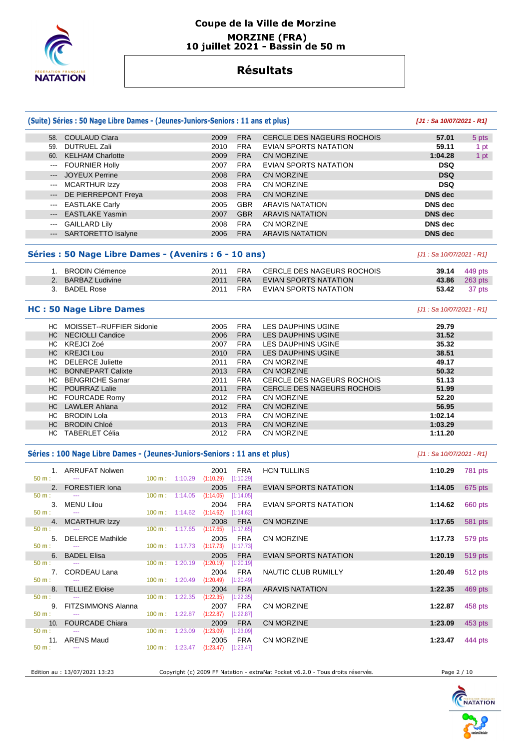# Coupe de la Ville de Morzine

**MORZINE (FRA)**
**10 juillet 2021 - Bassin de 50 m**

## Résultats

### (Suite) Séries : 50 Nage Libre Dames - (Jeunes-Juniors-Seniors : 11 ans et plus)

*[J1 : Sa 10/07/2021 - R1]*

| Rang | Nom | Année | Nat. | Club | Temps | Points |
|---|---|---|---|---|---|---|
| 58. | COULAUD Clara | 2009 | FRA | CERCLE DES NAGEURS ROCHOIS | 57.01 | 5 pts |
| 59. | DUTRUEL Zali | 2010 | FRA | EVIAN SPORTS NATATION | 59.11 | 1 pt |
| 60. | KELHAM Charlotte | 2009 | FRA | CN MORZINE | 1:04.28 | 1 pt |
| --- | FOURNIER Holly | 2007 | FRA | EVIAN SPORTS NATATION | DSQ | |
| --- | JOYEUX Perrine | 2008 | FRA | CN MORZINE | DSQ | |
| --- | MCARTHUR Izzy | 2008 | FRA | CN MORZINE | DSQ | |
| --- | DE PIERREPONT Freya | 2008 | FRA | CN MORZINE | DNS dec | |
| --- | EASTLAKE Carly | 2005 | GBR | ARAVIS NATATION | DNS dec | |
| --- | EASTLAKE Yasmin | 2007 | GBR | ARAVIS NATATION | DNS dec | |
| --- | GAILLARD Lily | 2008 | FRA | CN MORZINE | DNS dec | |
| --- | SARTORETTO Isalyne | 2006 | FRA | ARAVIS NATATION | DNS dec | |

### Séries : 50 Nage Libre Dames - (Avenirs : 6 - 10 ans)

*[J1 : Sa 10/07/2021 - R1]*

| Rang | Nom | Année | Nat. | Club | Temps | Points |
|---|---|---|---|---|---|---|
| 1. | BRODIN Clémence | 2011 | FRA | CERCLE DES NAGEURS ROCHOIS | 39.14 | 449 pts |
| 2. | BARBAZ Ludivine | 2011 | FRA | EVIAN SPORTS NATATION | 43.86 | 263 pts |
| 3. | BADEL Rose | 2011 | FRA | EVIAN SPORTS NATATION | 53.42 | 37 pts |

### HC : 50 Nage Libre Dames

*[J1 : Sa 10/07/2021 - R1]*

| Rang | Nom | Année | Nat. | Club | Temps |
|---|---|---|---|---|---|
| HC | MOISSET--RUFFIER Sidonie | 2005 | FRA | LES DAUPHINS UGINE | 29.79 |
| HC | NECIOLLI Candice | 2006 | FRA | LES DAUPHINS UGINE | 31.52 |
| HC | KREJCI Zoé | 2007 | FRA | LES DAUPHINS UGINE | 35.32 |
| HC | KREJCI Lou | 2010 | FRA | LES DAUPHINS UGINE | 38.51 |
| HC | DELERCE Juliette | 2011 | FRA | CN MORZINE | 49.17 |
| HC | BONNEPART Calixte | 2013 | FRA | CN MORZINE | 50.32 |
| HC | BENGRICHE Samar | 2011 | FRA | CERCLE DES NAGEURS ROCHOIS | 51.13 |
| HC | POURRAZ Lalie | 2011 | FRA | CERCLE DES NAGEURS ROCHOIS | 51.99 |
| HC | FOURCADE Romy | 2012 | FRA | CN MORZINE | 52.20 |
| HC | LAWLER Ahlana | 2012 | FRA | CN MORZINE | 56.95 |
| HC | BRODIN Lola | 2013 | FRA | CN MORZINE | 1:02.14 |
| HC | BRODIN Chloé | 2013 | FRA | CN MORZINE | 1:03.29 |
| HC | TABERLET Célia | 2012 | FRA | CN MORZINE | 1:11.20 |

### Séries : 100 Nage Libre Dames - (Jeunes-Juniors-Seniors : 11 ans et plus)

*[J1 : Sa 10/07/2021 - R1]*

| Rang | Nom | 50 m | 100 m | Année | Nat. | Club | Temps | Points |
|---|---|---|---|---|---|---|---|---|
| 1. | ARRUFAT Nolwen | --- | 1:10.29 (1:10.29) [1:10.29] | 2001 | FRA | HCN TULLINS | 1:10.29 | 781 pts |
| 2. | FORESTIER Iona | --- | 1:14.05 (1:14.05) [1:14.05] | 2005 | FRA | EVIAN SPORTS NATATION | 1:14.05 | 675 pts |
| 3. | MENU Lilou | --- | 1:14.62 (1:14.62) [1:14.62] | 2004 | FRA | EVIAN SPORTS NATATION | 1:14.62 | 660 pts |
| 4. | MCARTHUR Izzy | --- | 1:17.65 (1:17.65) [1:17.65] | 2008 | FRA | CN MORZINE | 1:17.65 | 581 pts |
| 5. | DELERCE Mathilde | --- | 1:17.73 (1:17.73) [1:17.73] | 2005 | FRA | CN MORZINE | 1:17.73 | 579 pts |
| 6. | BADEL Elisa | --- | 1:20.19 (1:20.19) [1:20.19] | 2005 | FRA | EVIAN SPORTS NATATION | 1:20.19 | 519 pts |
| 7. | CORDEAU Lana | --- | 1:20.49 (1:20.49) [1:20.49] | 2004 | FRA | NAUTIC CLUB RUMILLY | 1:20.49 | 512 pts |
| 8. | TELLIEZ Eloise | --- | 1:22.35 (1:22.35) [1:22.35] | 2004 | FRA | ARAVIS NATATION | 1:22.35 | 469 pts |
| 9. | FITZSIMMONS Alanna | --- | 1:22.87 (1:22.87) [1:22.87] | 2007 | FRA | CN MORZINE | 1:22.87 | 458 pts |
| 10. | FOURCADE Chiara | --- | 1:23.09 (1:23.09) [1:23.09] | 2009 | FRA | CN MORZINE | 1:23.09 | 453 pts |
| 11. | ARENS Maud | --- | 1:23.47 (1:23.47) [1:23.47] | 2005 | FRA | CN MORZINE | 1:23.47 | 444 pts |

Edition au : 13/07/2021 13:23 — Copyright (c) 2009 FF Natation - extraNat Pocket v6.2.0 - Tous droits réservés.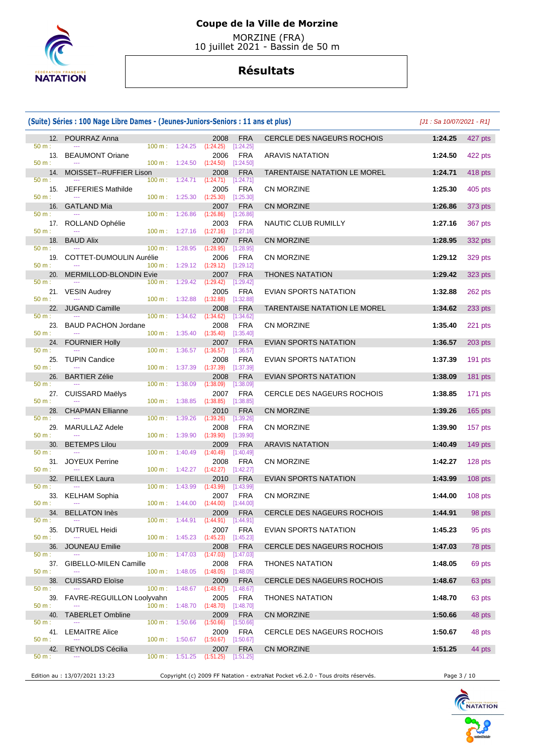# Coupe de la Ville de Morzine

MORZINE (FRA)
10 juillet 2021 - Bassin de 50 m

## Résultats

### (Suite) Séries : 100 Nage Libre Dames - (Jeunes-Juniors-Seniors : 11 ans et plus)

*[J1 : Sa 10/07/2021 - R1]*

| Rang | Nom | Année | Nat. | Club | Temps | Points |
|---|---|---|---|---|---|---|
| 12. | POURRAZ Anna | 2008 | FRA | CERCLE DES NAGEURS ROCHOIS | **1:24.25** | 427 pts |
| | 50 m : --- 100 m : 1:24.25 (1:24.25) [1:24.25] | | | | | |
| 13. | BEAUMONT Oriane | 2006 | FRA | ARAVIS NATATION | **1:24.50** | 422 pts |
| | 50 m : --- 100 m : 1:24.50 (1:24.50) [1:24.50] | | | | | |
| 14. | MOISSET--RUFFIER Lison | 2008 | FRA | TARENTAISE NATATION LE MOREL | **1:24.71** | 418 pts |
| | 50 m : --- 100 m : 1:24.71 (1:24.71) [1:24.71] | | | | | |
| 15. | JEFFERIES Mathilde | 2005 | FRA | CN MORZINE | **1:25.30** | 405 pts |
| | 50 m : --- 100 m : 1:25.30 (1:25.30) [1:25.30] | | | | | |
| 16. | GATLAND Mia | 2007 | FRA | CN MORZINE | **1:26.86** | 373 pts |
| | 50 m : --- 100 m : 1:26.86 (1:26.86) [1:26.86] | | | | | |
| 17. | ROLLAND Ophélie | 2003 | FRA | NAUTIC CLUB RUMILLY | **1:27.16** | 367 pts |
| | 50 m : --- 100 m : 1:27.16 (1:27.16) [1:27.16] | | | | | |
| 18. | BAUD Alix | 2007 | FRA | CN MORZINE | **1:28.95** | 332 pts |
| | 50 m : --- 100 m : 1:28.95 (1:28.95) [1:28.95] | | | | | |
| 19. | COTTET-DUMOULIN Aurélie | 2006 | FRA | CN MORZINE | **1:29.12** | 329 pts |
| | 50 m : --- 100 m : 1:29.12 (1:29.12) [1:29.12] | | | | | |
| 20. | MERMILLOD-BLONDIN Evie | 2007 | FRA | THONES NATATION | **1:29.42** | 323 pts |
| | 50 m : --- 100 m : 1:29.42 (1:29.42) [1:29.42] | | | | | |
| 21. | VESIN Audrey | 2005 | FRA | EVIAN SPORTS NATATION | **1:32.88** | 262 pts |
| | 50 m : --- 100 m : 1:32.88 (1:32.88) [1:32.88] | | | | | |
| 22. | JUGAND Camille | 2008 | FRA | TARENTAISE NATATION LE MOREL | **1:34.62** | 233 pts |
| | 50 m : --- 100 m : 1:34.62 (1:34.62) [1:34.62] | | | | | |
| 23. | BAUD PACHON Jordane | 2008 | FRA | CN MORZINE | **1:35.40** | 221 pts |
| | 50 m : --- 100 m : 1:35.40 (1:35.40) [1:35.40] | | | | | |
| 24. | FOURNIER Holly | 2007 | FRA | EVIAN SPORTS NATATION | **1:36.57** | 203 pts |
| | 50 m : --- 100 m : 1:36.57 (1:36.57) [1:36.57] | | | | | |
| 25. | TUPIN Candice | 2008 | FRA | EVIAN SPORTS NATATION | **1:37.39** | 191 pts |
| | 50 m : --- 100 m : 1:37.39 (1:37.39) [1:37.39] | | | | | |
| 26. | BARTIER Zélie | 2008 | FRA | EVIAN SPORTS NATATION | **1:38.09** | 181 pts |
| | 50 m : --- 100 m : 1:38.09 (1:38.09) [1:38.09] | | | | | |
| 27. | CUISSARD Maëlys | 2007 | FRA | CERCLE DES NAGEURS ROCHOIS | **1:38.85** | 171 pts |
| | 50 m : --- 100 m : 1:38.85 (1:38.85) [1:38.85] | | | | | |
| 28. | CHAPMAN Ellianne | 2010 | FRA | CN MORZINE | **1:39.26** | 165 pts |
| | 50 m : --- 100 m : 1:39.26 (1:39.26) [1:39.26] | | | | | |
| 29. | MARULLAZ Adele | 2008 | FRA | CN MORZINE | **1:39.90** | 157 pts |
| | 50 m : --- 100 m : 1:39.90 (1:39.90) [1:39.90] | | | | | |
| 30. | BETEMPS Lilou | 2009 | FRA | ARAVIS NATATION | **1:40.49** | 149 pts |
| | 50 m : --- 100 m : 1:40.49 (1:40.49) [1:40.49] | | | | | |
| 31. | JOYEUX Perrine | 2008 | FRA | CN MORZINE | **1:42.27** | 128 pts |
| | 50 m : --- 100 m : 1:42.27 (1:42.27) [1:42.27] | | | | | |
| 32. | PEILLEX Laura | 2010 | FRA | EVIAN SPORTS NATATION | **1:43.99** | 108 pts |
| | 50 m : --- 100 m : 1:43.99 (1:43.99) [1:43.99] | | | | | |
| 33. | KELHAM Sophia | 2007 | FRA | CN MORZINE | **1:44.00** | 108 pts |
| | 50 m : --- 100 m : 1:44.00 (1:44.00) [1:44.00] | | | | | |
| 34. | BELLATON Inès | 2009 | FRA | CERCLE DES NAGEURS ROCHOIS | **1:44.91** | 98 pts |
| | 50 m : --- 100 m : 1:44.91 (1:44.91) [1:44.91] | | | | | |
| 35. | DUTRUEL Heidi | 2007 | FRA | EVIAN SPORTS NATATION | **1:45.23** | 95 pts |
| | 50 m : --- 100 m : 1:45.23 (1:45.23) [1:45.23] | | | | | |
| 36. | JOUNEAU Emilie | 2008 | FRA | CERCLE DES NAGEURS ROCHOIS | **1:47.03** | 78 pts |
| | 50 m : --- 100 m : 1:47.03 (1:47.03) [1:47.03] | | | | | |
| 37. | GIBELLO-MILEN Camille | 2008 | FRA | THONES NATATION | **1:48.05** | 69 pts |
| | 50 m : --- 100 m : 1:48.05 (1:48.05) [1:48.05] | | | | | |
| 38. | CUISSARD Eloïse | 2009 | FRA | CERCLE DES NAGEURS ROCHOIS | **1:48.67** | 63 pts |
| | 50 m : --- 100 m : 1:48.67 (1:48.67) [1:48.67] | | | | | |
| 39. | FAVRE-REGUILLON Loolyvahn | 2005 | FRA | THONES NATATION | **1:48.70** | 63 pts |
| | 50 m : --- 100 m : 1:48.70 (1:48.70) [1:48.70] | | | | | |
| 40. | TABERLET Ombline | 2009 | FRA | CN MORZINE | **1:50.66** | 48 pts |
| | 50 m : --- 100 m : 1:50.66 (1:50.66) [1:50.66] | | | | | |
| 41. | LEMAITRE Alice | 2009 | FRA | CERCLE DES NAGEURS ROCHOIS | **1:50.67** | 48 pts |
| | 50 m : --- 100 m : 1:50.67 (1:50.67) [1:50.67] | | | | | |
| 42. | REYNOLDS Cécilia | 2007 | FRA | CN MORZINE | **1:51.25** | 44 pts |
| | 50 m : --- 100 m : 1:51.25 (1:51.25) [1:51.25] | | | | | |

Edition au : 13/07/2021 13:23 — Copyright (c) 2009 FF Natation - extraNat Pocket v6.2.0 - Tous droits réservés.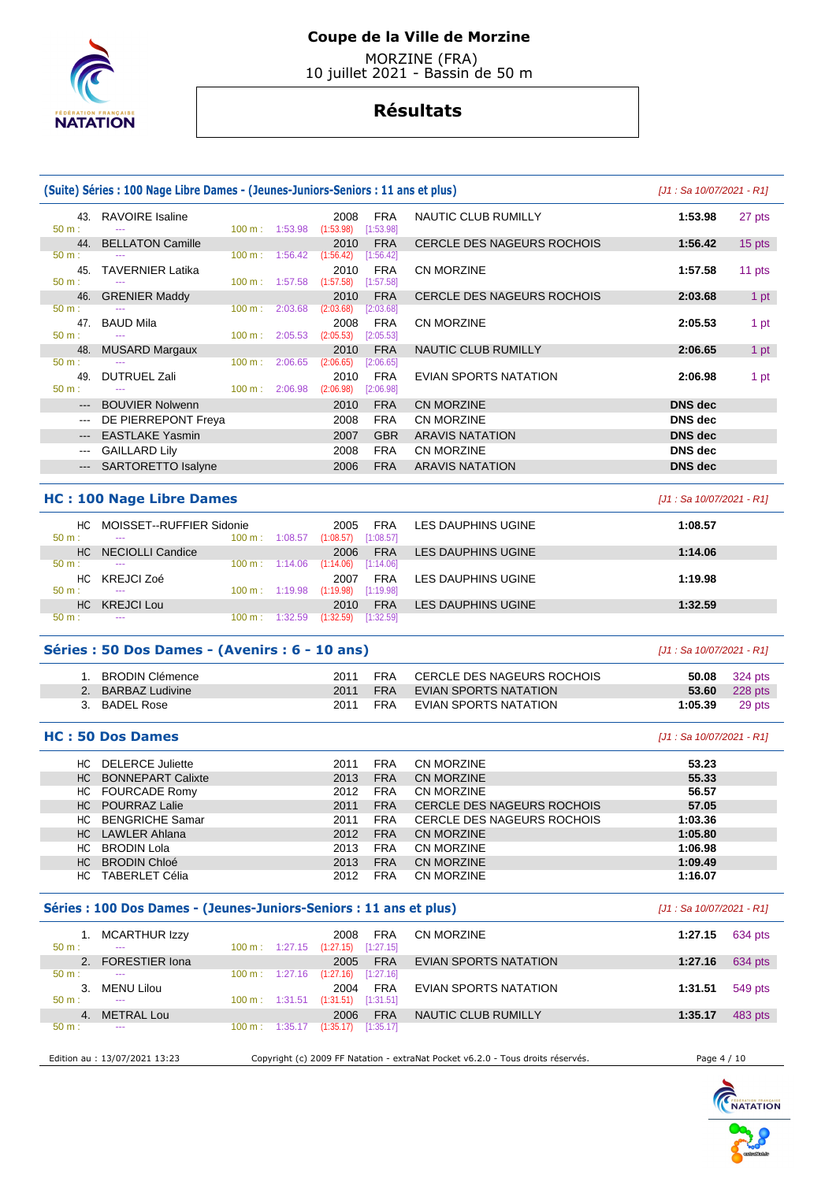# Coupe de la Ville de Morzine

MORZINE (FRA)
10 juillet 2021 - Bassin de 50 m

## Résultats

### (Suite) Séries : 100 Nage Libre Dames - (Jeunes-Juniors-Seniors : 11 ans et plus)

*[J1 : Sa 10/07/2021 - R1]*

| Rang | Nom | Année | Nat. | Club | Temps | Points |
|---|---|---|---|---|---|---|
| 43. | RAVOIRE Isaline | 2008 | FRA | NAUTIC CLUB RUMILLY | 1:53.98 | 27 pts |
| | 50 m : --- / 100 m : 1:53.98 (1:53.98) [1:53.98] | | | | | |
| 44. | BELLATON Camille | 2010 | FRA | CERCLE DES NAGEURS ROCHOIS | 1:56.42 | 15 pts |
| | 50 m : --- / 100 m : 1:56.42 (1:56.42) [1:56.42] | | | | | |
| 45. | TAVERNIER Latika | 2010 | FRA | CN MORZINE | 1:57.58 | 11 pts |
| | 50 m : --- / 100 m : 1:57.58 (1:57.58) [1:57.58] | | | | | |
| 46. | GRENIER Maddy | 2010 | FRA | CERCLE DES NAGEURS ROCHOIS | 2:03.68 | 1 pt |
| | 50 m : --- / 100 m : 2:03.68 (2:03.68) [2:03.68] | | | | | |
| 47. | BAUD Mila | 2008 | FRA | CN MORZINE | 2:05.53 | 1 pt |
| | 50 m : --- / 100 m : 2:05.53 (2:05.53) [2:05.53] | | | | | |
| 48. | MUSARD Margaux | 2010 | FRA | NAUTIC CLUB RUMILLY | 2:06.65 | 1 pt |
| | 50 m : --- / 100 m : 2:06.65 (2:06.65) [2:06.65] | | | | | |
| 49. | DUTRUEL Zali | 2010 | FRA | EVIAN SPORTS NATATION | 2:06.98 | 1 pt |
| | 50 m : --- / 100 m : 2:06.98 (2:06.98) [2:06.98] | | | | | |
| --- | BOUVIER Nolwenn | 2010 | FRA | CN MORZINE | DNS dec | |
| --- | DE PIERREPONT Freya | 2008 | FRA | CN MORZINE | DNS dec | |
| --- | EASTLAKE Yasmin | 2007 | GBR | ARAVIS NATATION | DNS dec | |
| --- | GAILLARD Lily | 2008 | FRA | CN MORZINE | DNS dec | |
| --- | SARTORETTO Isalyne | 2006 | FRA | ARAVIS NATATION | DNS dec | |

### HC : 100 Nage Libre Dames

*[J1 : Sa 10/07/2021 - R1]*

| Rang | Nom | Année | Nat. | Club | Temps |
|---|---|---|---|---|---|
| HC | MOISSET--RUFFIER Sidonie | 2005 | FRA | LES DAUPHINS UGINE | 1:08.57 |
| | 50 m : --- / 100 m : 1:08.57 (1:08.57) [1:08.57] | | | | |
| HC | NECIOLLI Candice | 2006 | FRA | LES DAUPHINS UGINE | 1:14.06 |
| | 50 m : --- / 100 m : 1:14.06 (1:14.06) [1:14.06] | | | | |
| HC | KREJCI Zoé | 2007 | FRA | LES DAUPHINS UGINE | 1:19.98 |
| | 50 m : --- / 100 m : 1:19.98 (1:19.98) [1:19.98] | | | | |
| HC | KREJCI Lou | 2010 | FRA | LES DAUPHINS UGINE | 1:32.59 |
| | 50 m : --- / 100 m : 1:32.59 (1:32.59) [1:32.59] | | | | |

### Séries : 50 Dos Dames - (Avenirs : 6 - 10 ans)

*[J1 : Sa 10/07/2021 - R1]*

| Rang | Nom | Année | Nat. | Club | Temps | Points |
|---|---|---|---|---|---|---|
| 1. | BRODIN Clémence | 2011 | FRA | CERCLE DES NAGEURS ROCHOIS | 50.08 | 324 pts |
| 2. | BARBAZ Ludivine | 2011 | FRA | EVIAN SPORTS NATATION | 53.60 | 228 pts |
| 3. | BADEL Rose | 2011 | FRA | EVIAN SPORTS NATATION | 1:05.39 | 29 pts |

### HC : 50 Dos Dames

*[J1 : Sa 10/07/2021 - R1]*

| Rang | Nom | Année | Nat. | Club | Temps |
|---|---|---|---|---|---|
| HC | DELERCE Juliette | 2011 | FRA | CN MORZINE | 53.23 |
| HC | BONNEPART Calixte | 2013 | FRA | CN MORZINE | 55.33 |
| HC | FOURCADE Romy | 2012 | FRA | CN MORZINE | 56.57 |
| HC | POURRAZ Lalie | 2011 | FRA | CERCLE DES NAGEURS ROCHOIS | 57.05 |
| HC | BENGRICHE Samar | 2011 | FRA | CERCLE DES NAGEURS ROCHOIS | 1:03.36 |
| HC | LAWLER Ahlana | 2012 | FRA | CN MORZINE | 1:05.80 |
| HC | BRODIN Lola | 2013 | FRA | CN MORZINE | 1:06.98 |
| HC | BRODIN Chloé | 2013 | FRA | CN MORZINE | 1:09.49 |
| HC | TABERLET Célia | 2012 | FRA | CN MORZINE | 1:16.07 |

### Séries : 100 Dos Dames - (Jeunes-Juniors-Seniors : 11 ans et plus)

*[J1 : Sa 10/07/2021 - R1]*

| Rang | Nom | Année | Nat. | Club | Temps | Points |
|---|---|---|---|---|---|---|
| 1. | MCARTHUR Izzy | 2008 | FRA | CN MORZINE | 1:27.15 | 634 pts |
| | 50 m : --- / 100 m : 1:27.15 (1:27.15) [1:27.15] | | | | | |
| 2. | FORESTIER Iona | 2005 | FRA | EVIAN SPORTS NATATION | 1:27.16 | 634 pts |
| | 50 m : --- / 100 m : 1:27.16 (1:27.16) [1:27.16] | | | | | |
| 3. | MENU Lilou | 2004 | FRA | EVIAN SPORTS NATATION | 1:31.51 | 549 pts |
| | 50 m : --- / 100 m : 1:31.51 (1:31.51) [1:31.51] | | | | | |
| 4. | METRAL Lou | 2006 | FRA | NAUTIC CLUB RUMILLY | 1:35.17 | 483 pts |
| | 50 m : --- / 100 m : 1:35.17 (1:35.17) [1:35.17] | | | | | |

Edition au : 13/07/2021 13:23 — Copyright (c) 2009 FF Natation - extraNat Pocket v6.2.0 - Tous droits réservés.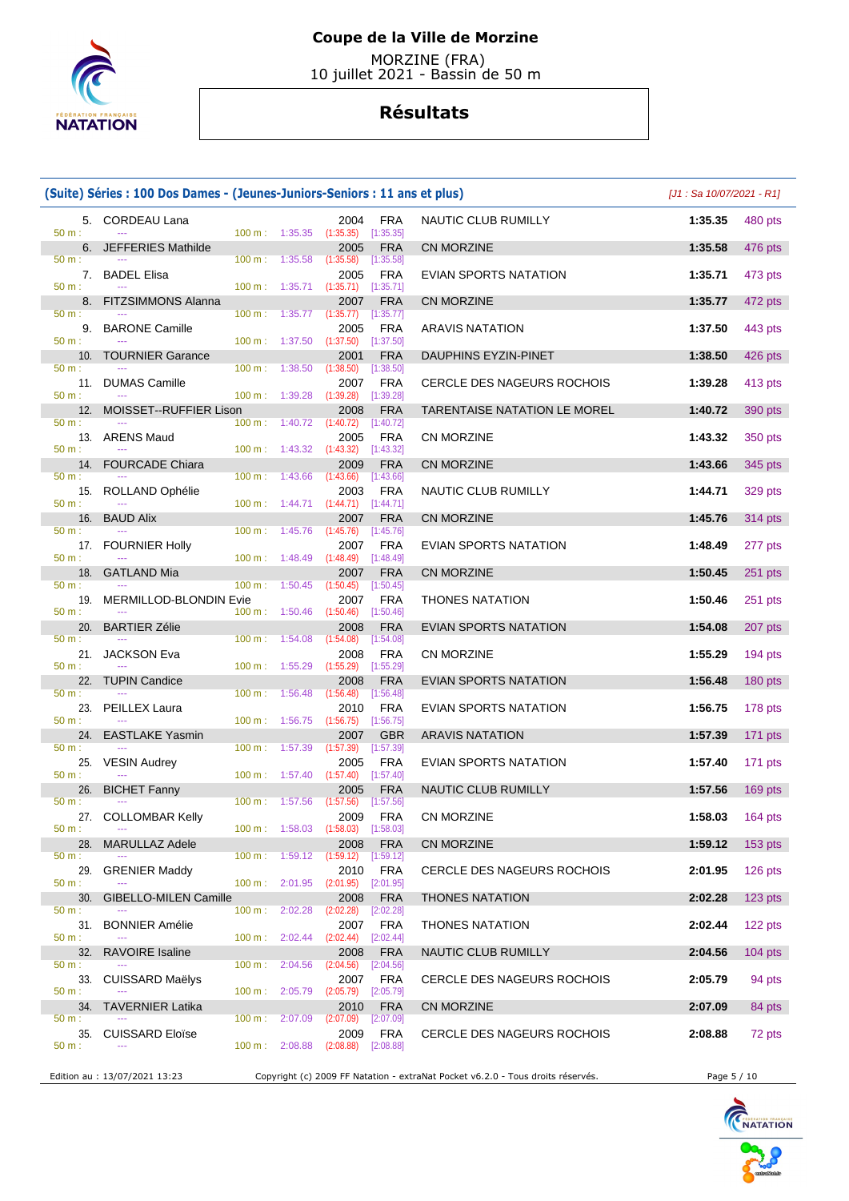# Coupe de la Ville de Morzine

MORZINE (FRA)
10 juillet 2021 - Bassin de 50 m

## Résultats

### (Suite) Séries : 100 Dos Dames - (Jeunes-Juniors-Seniors : 11 ans et plus)

*[J1 : Sa 10/07/2021 - R1]*

| Place | Nom | Année | Nation | Club | Temps | Points | 50 m | 100 m |
|---|---|---|---|---|---|---|---|---|
| 5. | CORDEAU Lana | 2004 | FRA | NAUTIC CLUB RUMILLY | 1:35.35 | 480 pts | --- | 1:35.35 (1:35.35) [1:35.35] |
| 6. | JEFFERIES Mathilde | 2005 | FRA | CN MORZINE | 1:35.58 | 476 pts | --- | 1:35.58 (1:35.58) [1:35.58] |
| 7. | BADEL Elisa | 2005 | FRA | EVIAN SPORTS NATATION | 1:35.71 | 473 pts | --- | 1:35.71 (1:35.71) [1:35.71] |
| 8. | FITZSIMMONS Alanna | 2007 | FRA | CN MORZINE | 1:35.77 | 472 pts | --- | 1:35.77 (1:35.77) [1:35.77] |
| 9. | BARONE Camille | 2005 | FRA | ARAVIS NATATION | 1:37.50 | 443 pts | --- | 1:37.50 (1:37.50) [1:37.50] |
| 10. | TOURNIER Garance | 2001 | FRA | DAUPHINS EYZIN-PINET | 1:38.50 | 426 pts | --- | 1:38.50 (1:38.50) [1:38.50] |
| 11. | DUMAS Camille | 2007 | FRA | CERCLE DES NAGEURS ROCHOIS | 1:39.28 | 413 pts | --- | 1:39.28 (1:39.28) [1:39.28] |
| 12. | MOISSET--RUFFIER Lison | 2008 | FRA | TARENTAISE NATATION LE MOREL | 1:40.72 | 390 pts | --- | 1:40.72 (1:40.72) [1:40.72] |
| 13. | ARENS Maud | 2005 | FRA | CN MORZINE | 1:43.32 | 350 pts | --- | 1:43.32 (1:43.32) [1:43.32] |
| 14. | FOURCADE Chiara | 2009 | FRA | CN MORZINE | 1:43.66 | 345 pts | --- | 1:43.66 (1:43.66) [1:43.66] |
| 15. | ROLLAND Ophélie | 2003 | FRA | NAUTIC CLUB RUMILLY | 1:44.71 | 329 pts | --- | 1:44.71 (1:44.71) [1:44.71] |
| 16. | BAUD Alix | 2007 | FRA | CN MORZINE | 1:45.76 | 314 pts | --- | 1:45.76 (1:45.76) [1:45.76] |
| 17. | FOURNIER Holly | 2007 | FRA | EVIAN SPORTS NATATION | 1:48.49 | 277 pts | --- | 1:48.49 (1:48.49) [1:48.49] |
| 18. | GATLAND Mia | 2007 | FRA | CN MORZINE | 1:50.45 | 251 pts | --- | 1:50.45 (1:50.45) [1:50.45] |
| 19. | MERMILLOD-BLONDIN Evie | 2007 | FRA | THONES NATATION | 1:50.46 | 251 pts | --- | 1:50.46 (1:50.46) [1:50.46] |
| 20. | BARTIER Zélie | 2008 | FRA | EVIAN SPORTS NATATION | 1:54.08 | 207 pts | --- | 1:54.08 (1:54.08) [1:54.08] |
| 21. | JACKSON Eva | 2008 | FRA | CN MORZINE | 1:55.29 | 194 pts | --- | 1:55.29 (1:55.29) [1:55.29] |
| 22. | TUPIN Candice | 2008 | FRA | EVIAN SPORTS NATATION | 1:56.48 | 180 pts | --- | 1:56.48 (1:56.48) [1:56.48] |
| 23. | PEILLEX Laura | 2010 | FRA | EVIAN SPORTS NATATION | 1:56.75 | 178 pts | --- | 1:56.75 (1:56.75) [1:56.75] |
| 24. | EASTLAKE Yasmin | 2007 | GBR | ARAVIS NATATION | 1:57.39 | 171 pts | --- | 1:57.39 (1:57.39) [1:57.39] |
| 25. | VESIN Audrey | 2005 | FRA | EVIAN SPORTS NATATION | 1:57.40 | 171 pts | --- | 1:57.40 (1:57.40) [1:57.40] |
| 26. | BICHET Fanny | 2005 | FRA | NAUTIC CLUB RUMILLY | 1:57.56 | 169 pts | --- | 1:57.56 (1:57.56) [1:57.56] |
| 27. | COLLOMBAR Kelly | 2009 | FRA | CN MORZINE | 1:58.03 | 164 pts | --- | 1:58.03 (1:58.03) [1:58.03] |
| 28. | MARULLAZ Adele | 2008 | FRA | CN MORZINE | 1:59.12 | 153 pts | --- | 1:59.12 (1:59.12) [1:59.12] |
| 29. | GRENIER Maddy | 2010 | FRA | CERCLE DES NAGEURS ROCHOIS | 2:01.95 | 126 pts | --- | 2:01.95 (2:01.95) [2:01.95] |
| 30. | GIBELLO-MILEN Camille | 2008 | FRA | THONES NATATION | 2:02.28 | 123 pts | --- | 2:02.28 (2:02.28) [2:02.28] |
| 31. | BONNIER Amélie | 2007 | FRA | THONES NATATION | 2:02.44 | 122 pts | --- | 2:02.44 (2:02.44) [2:02.44] |
| 32. | RAVOIRE Isaline | 2008 | FRA | NAUTIC CLUB RUMILLY | 2:04.56 | 104 pts | --- | 2:04.56 (2:04.56) [2:04.56] |
| 33. | CUISSARD Maëlys | 2007 | FRA | CERCLE DES NAGEURS ROCHOIS | 2:05.79 | 94 pts | --- | 2:05.79 (2:05.79) [2:05.79] |
| 34. | TAVERNIER Latika | 2010 | FRA | CN MORZINE | 2:07.09 | 84 pts | --- | 2:07.09 (2:07.09) [2:07.09] |
| 35. | CUISSARD Eloïse | 2009 | FRA | CERCLE DES NAGEURS ROCHOIS | 2:08.88 | 72 pts | --- | 2:08.88 (2:08.88) [2:08.88] |

Edition au : 13/07/2021 13:23 — Copyright (c) 2009 FF Natation - extraNat Pocket v6.2.0 - Tous droits réservés.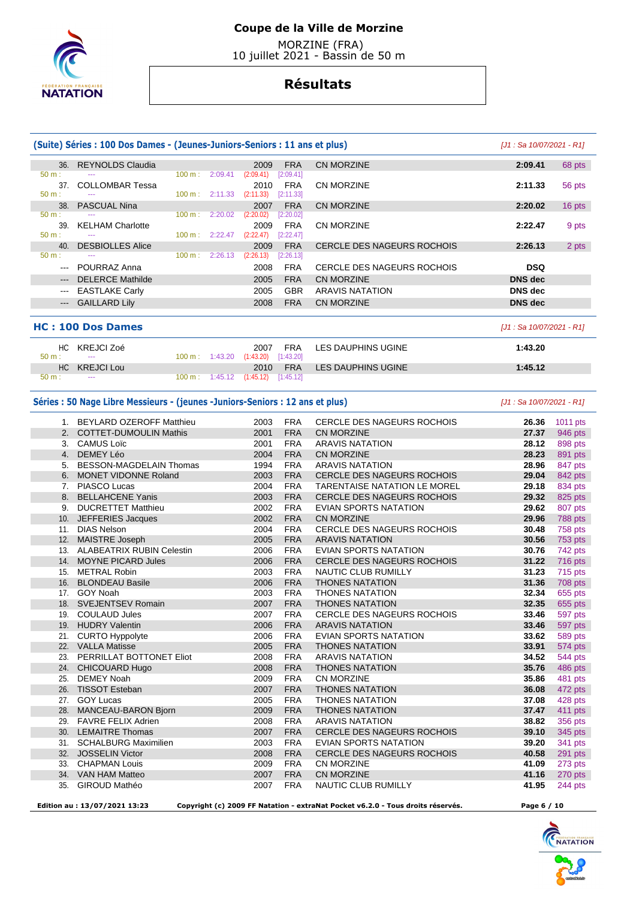# Coupe de la Ville de Morzine

MORZINE (FRA)
10 juillet 2021 - Bassin de 50 m

## Résultats

### (Suite) Séries : 100 Dos Dames - (Jeunes-Juniors-Seniors : 11 ans et plus)

*[J1 : Sa 10/07/2021 - R1]*

| Rang | Nom | Année | Nat. | Club | Temps | Points |
|---|---|---|---|---|---|---|
| 36. | REYNOLDS Claudia | 2009 | FRA | CN MORZINE | 2:09.41 | 68 pts |
| | 50 m : --- 100 m : 2:09.41 (2:09.41) [2:09.41] | | | | | |
| 37. | COLLOMBAR Tessa | 2010 | FRA | CN MORZINE | 2:11.33 | 56 pts |
| | 50 m : --- 100 m : 2:11.33 (2:11.33) [2:11.33] | | | | | |
| 38. | PASCUAL Nina | 2007 | FRA | CN MORZINE | 2:20.02 | 16 pts |
| | 50 m : --- 100 m : 2:20.02 (2:20.02) [2:20.02] | | | | | |
| 39. | KELHAM Charlotte | 2009 | FRA | CN MORZINE | 2:22.47 | 9 pts |
| | 50 m : --- 100 m : 2:22.47 (2:22.47) [2:22.47] | | | | | |
| 40. | DESBIOLLES Alice | 2009 | FRA | CERCLE DES NAGEURS ROCHOIS | 2:26.13 | 2 pts |
| | 50 m : --- 100 m : 2:26.13 (2:26.13) [2:26.13] | | | | | |
| --- | POURRAZ Anna | 2008 | FRA | CERCLE DES NAGEURS ROCHOIS | DSQ | |
| --- | DELERCE Mathilde | 2005 | FRA | CN MORZINE | DNS dec | |
| --- | EASTLAKE Carly | 2005 | GBR | ARAVIS NATATION | DNS dec | |
| --- | GAILLARD Lily | 2008 | FRA | CN MORZINE | DNS dec | |

### HC : 100 Dos Dames

*[J1 : Sa 10/07/2021 - R1]*

| Rang | Nom | Année | Nat. | Club | Temps |
|---|---|---|---|---|---|
| HC | KREJCI Zoé | 2007 | FRA | LES DAUPHINS UGINE | 1:43.20 |
| | 50 m : --- 100 m : 1:43.20 (1:43.20) [1:43.20] | | | | |
| HC | KREJCI Lou | 2010 | FRA | LES DAUPHINS UGINE | 1:45.12 |
| | 50 m : --- 100 m : 1:45.12 (1:45.12) [1:45.12] | | | | |

### Séries : 50 Nage Libre Messieurs - (jeunes -Juniors-Seniors : 12 ans et plus)

*[J1 : Sa 10/07/2021 - R1]*

| Rang | Nom | Année | Nat. | Club | Temps | Points |
|---|---|---|---|---|---|---|
| 1. | BEYLARD OZEROFF Matthieu | 2003 | FRA | CERCLE DES NAGEURS ROCHOIS | 26.36 | 1011 pts |
| 2. | COTTET-DUMOULIN Mathis | 2001 | FRA | CN MORZINE | 27.37 | 946 pts |
| 3. | CAMUS Loïc | 2001 | FRA | ARAVIS NATATION | 28.12 | 898 pts |
| 4. | DEMEY Léo | 2004 | FRA | CN MORZINE | 28.23 | 891 pts |
| 5. | BESSON-MAGDELAIN Thomas | 1994 | FRA | ARAVIS NATATION | 28.96 | 847 pts |
| 6. | MONET VIDONNE Roland | 2003 | FRA | CERCLE DES NAGEURS ROCHOIS | 29.04 | 842 pts |
| 7. | PIASCO Lucas | 2004 | FRA | TARENTAISE NATATION LE MOREL | 29.18 | 834 pts |
| 8. | BELLAHCENE Yanis | 2003 | FRA | CERCLE DES NAGEURS ROCHOIS | 29.32 | 825 pts |
| 9. | DUCRETTET Matthieu | 2002 | FRA | EVIAN SPORTS NATATION | 29.62 | 807 pts |
| 10. | JEFFERIES Jacques | 2002 | FRA | CN MORZINE | 29.96 | 788 pts |
| 11. | DIAS Nelson | 2004 | FRA | CERCLE DES NAGEURS ROCHOIS | 30.48 | 758 pts |
| 12. | MAISTRE Joseph | 2005 | FRA | ARAVIS NATATION | 30.56 | 753 pts |
| 13. | ALABEATRIX RUBIN Celestin | 2006 | FRA | EVIAN SPORTS NATATION | 30.76 | 742 pts |
| 14. | MOYNE PICARD Jules | 2006 | FRA | CERCLE DES NAGEURS ROCHOIS | 31.22 | 716 pts |
| 15. | METRAL Robin | 2003 | FRA | NAUTIC CLUB RUMILLY | 31.23 | 715 pts |
| 16. | BLONDEAU Basile | 2006 | FRA | THONES NATATION | 31.36 | 708 pts |
| 17. | GOY Noah | 2003 | FRA | THONES NATATION | 32.34 | 655 pts |
| 18. | SVEJENTSEV Romain | 2007 | FRA | THONES NATATION | 32.35 | 655 pts |
| 19. | COULAUD Jules | 2007 | FRA | CERCLE DES NAGEURS ROCHOIS | 33.46 | 597 pts |
| 19. | HUDRY Valentin | 2006 | FRA | ARAVIS NATATION | 33.46 | 597 pts |
| 21. | CURTO Hyppolyte | 2006 | FRA | EVIAN SPORTS NATATION | 33.62 | 589 pts |
| 22. | VALLA Matisse | 2005 | FRA | THONES NATATION | 33.91 | 574 pts |
| 23. | PERRILLAT BOTTONET Eliot | 2008 | FRA | ARAVIS NATATION | 34.52 | 544 pts |
| 24. | CHICOUARD Hugo | 2008 | FRA | THONES NATATION | 35.76 | 486 pts |
| 25. | DEMEY Noah | 2009 | FRA | CN MORZINE | 35.86 | 481 pts |
| 26. | TISSOT Esteban | 2007 | FRA | THONES NATATION | 36.08 | 472 pts |
| 27. | GOY Lucas | 2005 | FRA | THONES NATATION | 37.08 | 428 pts |
| 28. | MANCEAU-BARON Bjorn | 2009 | FRA | THONES NATATION | 37.47 | 411 pts |
| 29. | FAVRE FELIX Adrien | 2008 | FRA | ARAVIS NATATION | 38.82 | 356 pts |
| 30. | LEMAITRE Thomas | 2007 | FRA | CERCLE DES NAGEURS ROCHOIS | 39.10 | 345 pts |
| 31. | SCHALBURG Maximilien | 2003 | FRA | EVIAN SPORTS NATATION | 39.20 | 341 pts |
| 32. | JOSSELIN Victor | 2008 | FRA | CERCLE DES NAGEURS ROCHOIS | 40.58 | 291 pts |
| 33. | CHAPMAN Louis | 2009 | FRA | CN MORZINE | 41.09 | 273 pts |
| 34. | VAN HAM Matteo | 2007 | FRA | CN MORZINE | 41.16 | 270 pts |
| 35. | GIROUD Mathéo | 2007 | FRA | NAUTIC CLUB RUMILLY | 41.95 | 244 pts |

Edition au : 13/07/2021 13:23 — Copyright (c) 2009 FF Natation - extraNat Pocket v6.2.0 - Tous droits réservés.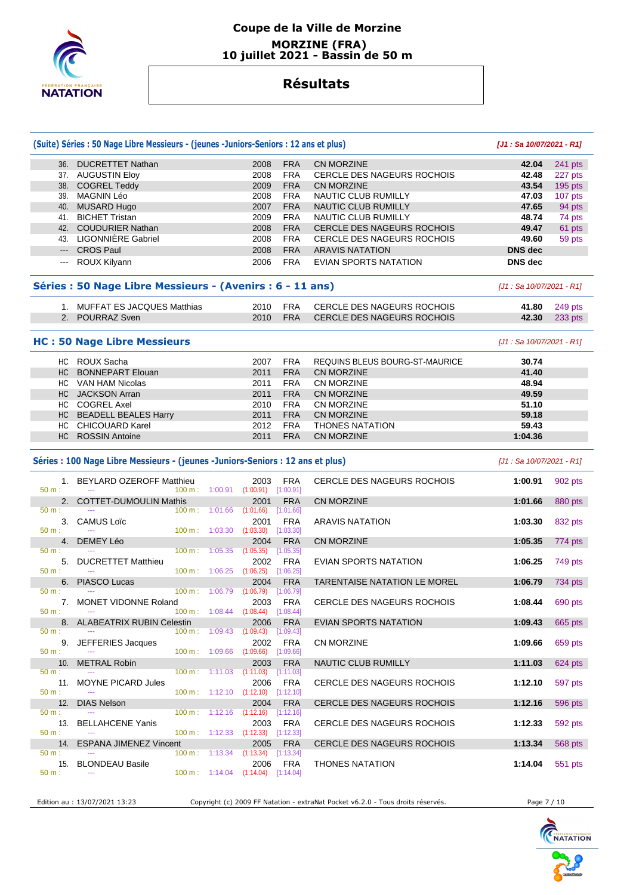# Coupe de la Ville de Morzine

**MORZINE (FRA)**
**10 juillet 2021 - Bassin de 50 m**

## Résultats

### (Suite) Séries : 50 Nage Libre Messieurs - (jeunes -Juniors-Seniors : 12 ans et plus)

*[J1 : Sa 10/07/2021 - R1]*

| | Nom | Année | Nat. | Club | Temps | Points |
|---|---|---|---|---|---|---|
| 36. | DUCRETTET Nathan | 2008 | FRA | CN MORZINE | 42.04 | 241 pts |
| 37. | AUGUSTIN Eloy | 2008 | FRA | CERCLE DES NAGEURS ROCHOIS | 42.48 | 227 pts |
| 38. | COGREL Teddy | 2009 | FRA | CN MORZINE | 43.54 | 195 pts |
| 39. | MAGNIN Léo | 2008 | FRA | NAUTIC CLUB RUMILLY | 47.03 | 107 pts |
| 40. | MUSARD Hugo | 2007 | FRA | NAUTIC CLUB RUMILLY | 47.65 | 94 pts |
| 41. | BICHET Tristan | 2009 | FRA | NAUTIC CLUB RUMILLY | 48.74 | 74 pts |
| 42. | COUDURIER Nathan | 2008 | FRA | CERCLE DES NAGEURS ROCHOIS | 49.47 | 61 pts |
| 43. | LIGONNIÈRE Gabriel | 2008 | FRA | CERCLE DES NAGEURS ROCHOIS | 49.60 | 59 pts |
| --- | CROS Paul | 2008 | FRA | ARAVIS NATATION | DNS dec | |
| --- | ROUX Kilyann | 2006 | FRA | EVIAN SPORTS NATATION | DNS dec | |

### Séries : 50 Nage Libre Messieurs - (Avenirs : 6 - 11 ans)

*[J1 : Sa 10/07/2021 - R1]*

| | Nom | Année | Nat. | Club | Temps | Points |
|---|---|---|---|---|---|---|
| 1. | MUFFAT ES JACQUES Matthias | 2010 | FRA | CERCLE DES NAGEURS ROCHOIS | 41.80 | 249 pts |
| 2. | POURRAZ Sven | 2010 | FRA | CERCLE DES NAGEURS ROCHOIS | 42.30 | 233 pts |

### HC : 50 Nage Libre Messieurs

*[J1 : Sa 10/07/2021 - R1]*

| | Nom | Année | Nat. | Club | Temps |
|---|---|---|---|---|---|
| HC | ROUX Sacha | 2007 | FRA | REQUINS BLEUS BOURG-ST-MAURICE | 30.74 |
| HC | BONNEPART Elouan | 2011 | FRA | CN MORZINE | 41.40 |
| HC | VAN HAM Nicolas | 2011 | FRA | CN MORZINE | 48.94 |
| HC | JACKSON Arran | 2011 | FRA | CN MORZINE | 49.59 |
| HC | COGREL Axel | 2010 | FRA | CN MORZINE | 51.10 |
| HC | BEADELL BEALES Harry | 2011 | FRA | CN MORZINE | 59.18 |
| HC | CHICOUARD Karel | 2012 | FRA | THONES NATATION | 59.43 |
| HC | ROSSIN Antoine | 2011 | FRA | CN MORZINE | 1:04.36 |

### Séries : 100 Nage Libre Messieurs - (jeunes -Juniors-Seniors : 12 ans et plus)

*[J1 : Sa 10/07/2021 - R1]*

| | Nom | Année | Nat. | Club | Temps | Points |
|---|---|---|---|---|---|---|
| 1. | BEYLARD OZEROFF Matthieu | 2003 | FRA | CERCLE DES NAGEURS ROCHOIS | 1:00.91 | 902 pts |
| | 50 m : --- / 100 m : 1:00.91 (1:00.91) [1:00.91] | | | | | |
| 2. | COTTET-DUMOULIN Mathis | 2001 | FRA | CN MORZINE | 1:01.66 | 880 pts |
| | 50 m : --- / 100 m : 1:01.66 (1:01.66) [1:01.66] | | | | | |
| 3. | CAMUS Loïc | 2001 | FRA | ARAVIS NATATION | 1:03.30 | 832 pts |
| | 50 m : --- / 100 m : 1:03.30 (1:03.30) [1:03.30] | | | | | |
| 4. | DEMEY Léo | 2004 | FRA | CN MORZINE | 1:05.35 | 774 pts |
| | 50 m : --- / 100 m : 1:05.35 (1:05.35) [1:05.35] | | | | | |
| 5. | DUCRETTET Matthieu | 2002 | FRA | EVIAN SPORTS NATATION | 1:06.25 | 749 pts |
| | 50 m : --- / 100 m : 1:06.25 (1:06.25) [1:06.25] | | | | | |
| 6. | PIASCO Lucas | 2004 | FRA | TARENTAISE NATATION LE MOREL | 1:06.79 | 734 pts |
| | 50 m : --- / 100 m : 1:06.79 (1:06.79) [1:06.79] | | | | | |
| 7. | MONET VIDONNE Roland | 2003 | FRA | CERCLE DES NAGEURS ROCHOIS | 1:08.44 | 690 pts |
| | 50 m : --- / 100 m : 1:08.44 (1:08.44) [1:08.44] | | | | | |
| 8. | ALABEATRIX RUBIN Celestin | 2006 | FRA | EVIAN SPORTS NATATION | 1:09.43 | 665 pts |
| | 50 m : --- / 100 m : 1:09.43 (1:09.43) [1:09.43] | | | | | |
| 9. | JEFFERIES Jacques | 2002 | FRA | CN MORZINE | 1:09.66 | 659 pts |
| | 50 m : --- / 100 m : 1:09.66 (1:09.66) [1:09.66] | | | | | |
| 10. | METRAL Robin | 2003 | FRA | NAUTIC CLUB RUMILLY | 1:11.03 | 624 pts |
| | 50 m : --- / 100 m : 1:11.03 (1:11.03) [1:11.03] | | | | | |
| 11. | MOYNE PICARD Jules | 2006 | FRA | CERCLE DES NAGEURS ROCHOIS | 1:12.10 | 597 pts |
| | 50 m : --- / 100 m : 1:12.10 (1:12.10) [1:12.10] | | | | | |
| 12. | DIAS Nelson | 2004 | FRA | CERCLE DES NAGEURS ROCHOIS | 1:12.16 | 596 pts |
| | 50 m : --- / 100 m : 1:12.16 (1:12.16) [1:12.16] | | | | | |
| 13. | BELLAHCENE Yanis | 2003 | FRA | CERCLE DES NAGEURS ROCHOIS | 1:12.33 | 592 pts |
| | 50 m : --- / 100 m : 1:12.33 (1:12.33) [1:12.33] | | | | | |
| 14. | ESPANA JIMENEZ Vincent | 2005 | FRA | CERCLE DES NAGEURS ROCHOIS | 1:13.34 | 568 pts |
| | 50 m : --- / 100 m : 1:13.34 (1:13.34) [1:13.34] | | | | | |
| 15. | BLONDEAU Basile | 2006 | FRA | THONES NATATION | 1:14.04 | 551 pts |
| | 50 m : --- / 100 m : 1:14.04 (1:14.04) [1:14.04] | | | | | |

Edition au : 13/07/2021 13:23 — Copyright (c) 2009 FF Natation - extraNat Pocket v6.2.0 - Tous droits réservés.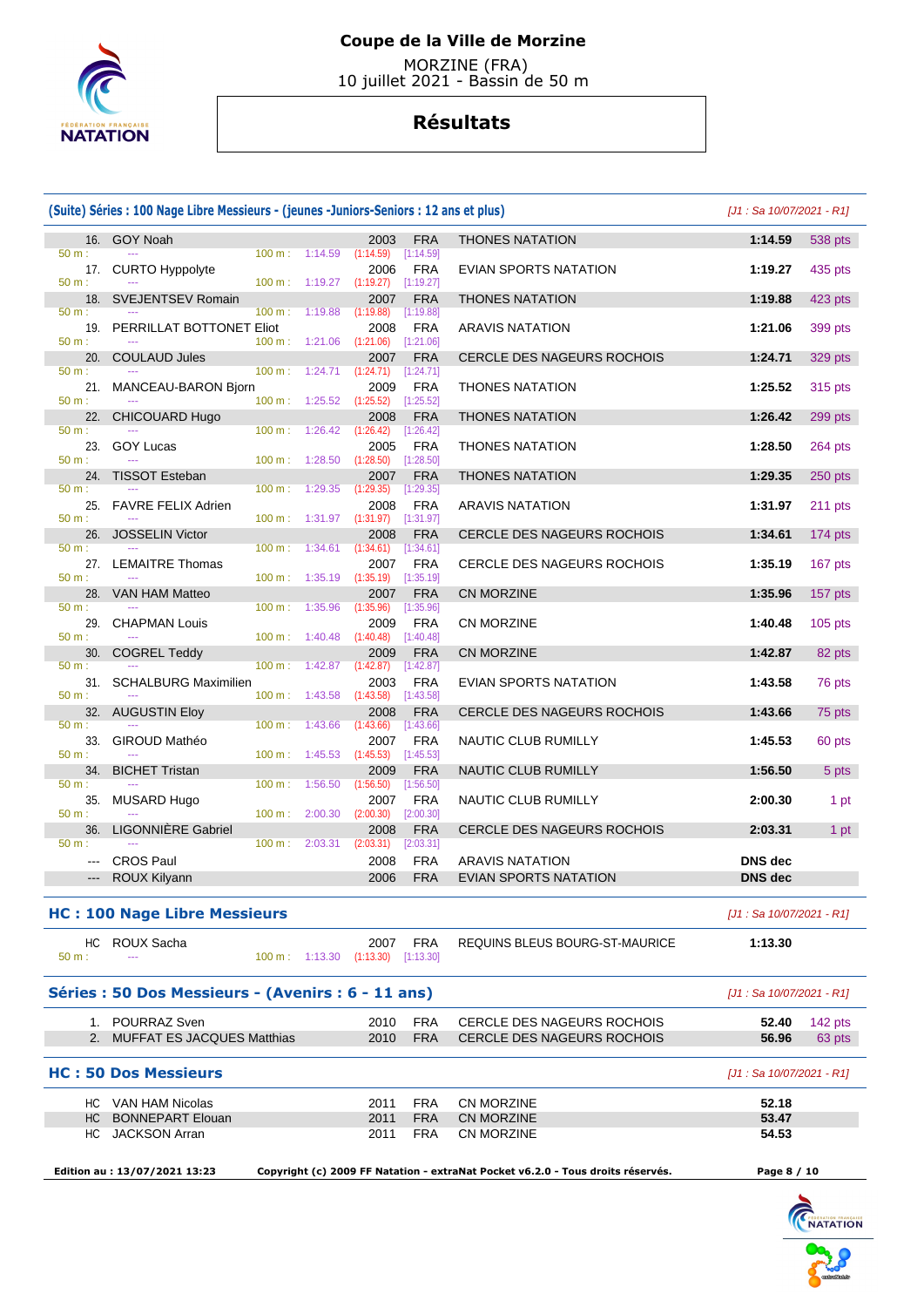# Coupe de la Ville de Morzine

MORZINE (FRA)
10 juillet 2021 - Bassin de 50 m

## Résultats

### (Suite) Séries : 100 Nage Libre Messieurs - (jeunes -Juniors-Seniors : 12 ans et plus)

*[J1 : Sa 10/07/2021 - R1]*

| Rang | Nom | Année | Nat. | Club | Temps | Points |
|---|---|---|---|---|---|---|
| 16. | GOY Noah | 2003 | FRA | THONES NATATION | 1:14.59 | 538 pts |
| | 50 m : --- 100 m : 1:14.59 (1:14.59) [1:14.59] | | | | | |
| 17. | CURTO Hyppolyte | 2006 | FRA | EVIAN SPORTS NATATION | 1:19.27 | 435 pts |
| | 50 m : --- 100 m : 1:19.27 (1:19.27) [1:19.27] | | | | | |
| 18. | SVEJENTSEV Romain | 2007 | FRA | THONES NATATION | 1:19.88 | 423 pts |
| | 50 m : --- 100 m : 1:19.88 (1:19.88) [1:19.88] | | | | | |
| 19. | PERRILLAT BOTTONET Eliot | 2008 | FRA | ARAVIS NATATION | 1:21.06 | 399 pts |
| | 50 m : --- 100 m : 1:21.06 (1:21.06) [1:21.06] | | | | | |
| 20. | COULAUD Jules | 2007 | FRA | CERCLE DES NAGEURS ROCHOIS | 1:24.71 | 329 pts |
| | 50 m : --- 100 m : 1:24.71 (1:24.71) [1:24.71] | | | | | |
| 21. | MANCEAU-BARON Bjorn | 2009 | FRA | THONES NATATION | 1:25.52 | 315 pts |
| | 50 m : --- 100 m : 1:25.52 (1:25.52) [1:25.52] | | | | | |
| 22. | CHICOUARD Hugo | 2008 | FRA | THONES NATATION | 1:26.42 | 299 pts |
| | 50 m : --- 100 m : 1:26.42 (1:26.42) [1:26.42] | | | | | |
| 23. | GOY Lucas | 2005 | FRA | THONES NATATION | 1:28.50 | 264 pts |
| | 50 m : --- 100 m : 1:28.50 (1:28.50) [1:28.50] | | | | | |
| 24. | TISSOT Esteban | 2007 | FRA | THONES NATATION | 1:29.35 | 250 pts |
| | 50 m : --- 100 m : 1:29.35 (1:29.35) [1:29.35] | | | | | |
| 25. | FAVRE FELIX Adrien | 2008 | FRA | ARAVIS NATATION | 1:31.97 | 211 pts |
| | 50 m : --- 100 m : 1:31.97 (1:31.97) [1:31.97] | | | | | |
| 26. | JOSSELIN Victor | 2008 | FRA | CERCLE DES NAGEURS ROCHOIS | 1:34.61 | 174 pts |
| | 50 m : --- 100 m : 1:34.61 (1:34.61) [1:34.61] | | | | | |
| 27. | LEMAITRE Thomas | 2007 | FRA | CERCLE DES NAGEURS ROCHOIS | 1:35.19 | 167 pts |
| | 50 m : --- 100 m : 1:35.19 (1:35.19) [1:35.19] | | | | | |
| 28. | VAN HAM Matteo | 2007 | FRA | CN MORZINE | 1:35.96 | 157 pts |
| | 50 m : --- 100 m : 1:35.96 (1:35.96) [1:35.96] | | | | | |
| 29. | CHAPMAN Louis | 2009 | FRA | CN MORZINE | 1:40.48 | 105 pts |
| | 50 m : --- 100 m : 1:40.48 (1:40.48) [1:40.48] | | | | | |
| 30. | COGREL Teddy | 2009 | FRA | CN MORZINE | 1:42.87 | 82 pts |
| | 50 m : --- 100 m : 1:42.87 (1:42.87) [1:42.87] | | | | | |
| 31. | SCHALBURG Maximilien | 2003 | FRA | EVIAN SPORTS NATATION | 1:43.58 | 76 pts |
| | 50 m : --- 100 m : 1:43.58 (1:43.58) [1:43.58] | | | | | |
| 32. | AUGUSTIN Eloy | 2008 | FRA | CERCLE DES NAGEURS ROCHOIS | 1:43.66 | 75 pts |
| | 50 m : --- 100 m : 1:43.66 (1:43.66) [1:43.66] | | | | | |
| 33. | GIROUD Mathéo | 2007 | FRA | NAUTIC CLUB RUMILLY | 1:45.53 | 60 pts |
| | 50 m : --- 100 m : 1:45.53 (1:45.53) [1:45.53] | | | | | |
| 34. | BICHET Tristan | 2009 | FRA | NAUTIC CLUB RUMILLY | 1:56.50 | 5 pts |
| | 50 m : --- 100 m : 1:56.50 (1:56.50) [1:56.50] | | | | | |
| 35. | MUSARD Hugo | 2007 | FRA | NAUTIC CLUB RUMILLY | 2:00.30 | 1 pt |
| | 50 m : --- 100 m : 2:00.30 (2:00.30) [2:00.30] | | | | | |
| 36. | LIGONNIÈRE Gabriel | 2008 | FRA | CERCLE DES NAGEURS ROCHOIS | 2:03.31 | 1 pt |
| | 50 m : --- 100 m : 2:03.31 (2:03.31) [2:03.31] | | | | | |
| --- | CROS Paul | 2008 | FRA | ARAVIS NATATION | DNS dec | |
| --- | ROUX Kilyann | 2006 | FRA | EVIAN SPORTS NATATION | DNS dec | |

### HC : 100 Nage Libre Messieurs

*[J1 : Sa 10/07/2021 - R1]*

| Rang | Nom | Année | Nat. | Club | Temps |
|---|---|---|---|---|---|
| HC | ROUX Sacha | 2007 | FRA | REQUINS BLEUS BOURG-ST-MAURICE | 1:13.30 |
| | 50 m : --- 100 m : 1:13.30 (1:13.30) [1:13.30] | | | | |

### Séries : 50 Dos Messieurs - (Avenirs : 6 - 11 ans)

*[J1 : Sa 10/07/2021 - R1]*

| Rang | Nom | Année | Nat. | Club | Temps | Points |
|---|---|---|---|---|---|---|
| 1. | POURRAZ Sven | 2010 | FRA | CERCLE DES NAGEURS ROCHOIS | 52.40 | 142 pts |
| 2. | MUFFAT ES JACQUES Matthias | 2010 | FRA | CERCLE DES NAGEURS ROCHOIS | 56.96 | 63 pts |

### HC : 50 Dos Messieurs

*[J1 : Sa 10/07/2021 - R1]*

| Rang | Nom | Année | Nat. | Club | Temps |
|---|---|---|---|---|---|
| HC | VAN HAM Nicolas | 2011 | FRA | CN MORZINE | 52.18 |
| HC | BONNEPART Elouan | 2011 | FRA | CN MORZINE | 53.47 |
| HC | JACKSON Arran | 2011 | FRA | CN MORZINE | 54.53 |

Edition au : 13/07/2021 13:23 — Copyright (c) 2009 FF Natation - extraNat Pocket v6.2.0 - Tous droits réservés.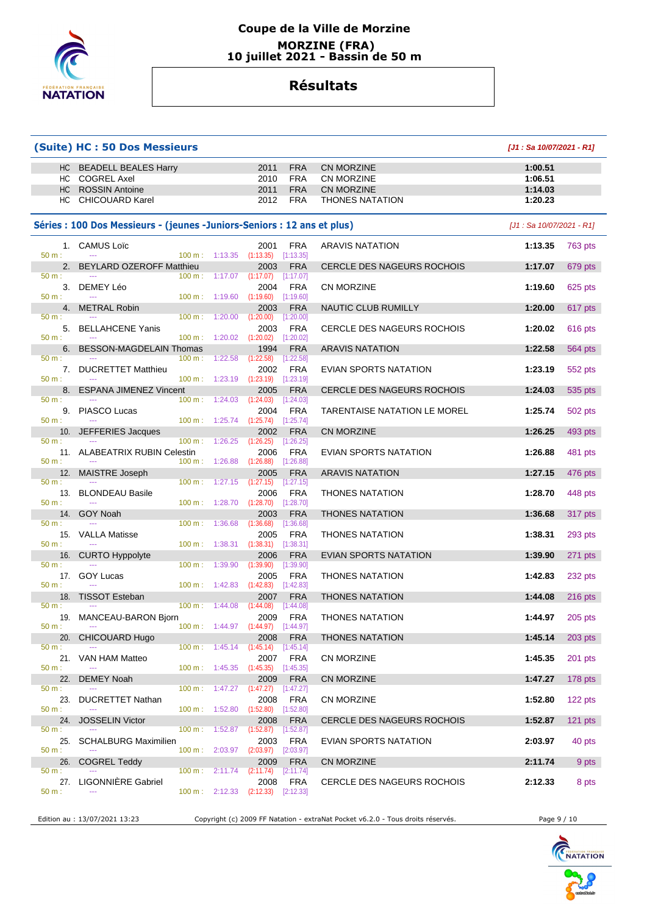# Coupe de la Ville de Morzine

**MORZINE (FRA)**
**10 juillet 2021 - Bassin de 50 m**

## Résultats

### (Suite) HC : 50 Dos Messieurs

*[J1 : Sa 10/07/2021 - R1]*

| Place | Nom | Année | Nation | Club | Temps |
|---|---|---|---|---|---|
| HC | BEADELL BEALES Harry | 2011 | FRA | CN MORZINE | 1:00.51 |
| HC | COGREL Axel | 2010 | FRA | CN MORZINE | 1:06.51 |
| HC | ROSSIN Antoine | 2011 | FRA | CN MORZINE | 1:14.03 |
| HC | CHICOUARD Karel | 2012 | FRA | THONES NATATION | 1:20.23 |

### Séries : 100 Dos Messieurs - (jeunes -Juniors-Seniors : 12 ans et plus)

*[J1 : Sa 10/07/2021 - R1]*

| Place | Nom | Année | Nation | Club | Temps | Points | 50 m | 100 m |
|---|---|---|---|---|---|---|---|---|
| 1. | CAMUS Loïc | 2001 | FRA | ARAVIS NATATION | 1:13.35 | 763 pts | --- | 1:13.35 (1:13.35) [1:13.35] |
| 2. | BEYLARD OZEROFF Matthieu | 2003 | FRA | CERCLE DES NAGEURS ROCHOIS | 1:17.07 | 679 pts | --- | 1:17.07 (1:17.07) [1:17.07] |
| 3. | DEMEY Léo | 2004 | FRA | CN MORZINE | 1:19.60 | 625 pts | --- | 1:19.60 (1:19.60) [1:19.60] |
| 4. | METRAL Robin | 2003 | FRA | NAUTIC CLUB RUMILLY | 1:20.00 | 617 pts | --- | 1:20.00 (1:20.00) [1:20.00] |
| 5. | BELLAHCENE Yanis | 2003 | FRA | CERCLE DES NAGEURS ROCHOIS | 1:20.02 | 616 pts | --- | 1:20.02 (1:20.02) [1:20.02] |
| 6. | BESSON-MAGDELAIN Thomas | 1994 | FRA | ARAVIS NATATION | 1:22.58 | 564 pts | --- | 1:22.58 (1:22.58) [1:22.58] |
| 7. | DUCRETTET Matthieu | 2002 | FRA | EVIAN SPORTS NATATION | 1:23.19 | 552 pts | --- | 1:23.19 (1:23.19) [1:23.19] |
| 8. | ESPANA JIMENEZ Vincent | 2005 | FRA | CERCLE DES NAGEURS ROCHOIS | 1:24.03 | 535 pts | --- | 1:24.03 (1:24.03) [1:24.03] |
| 9. | PIASCO Lucas | 2004 | FRA | TARENTAISE NATATION LE MOREL | 1:25.74 | 502 pts | --- | 1:25.74 (1:25.74) [1:25.74] |
| 10. | JEFFERIES Jacques | 2002 | FRA | CN MORZINE | 1:26.25 | 493 pts | --- | 1:26.25 (1:26.25) [1:26.25] |
| 11. | ALABEATRIX RUBIN Celestin | 2006 | FRA | EVIAN SPORTS NATATION | 1:26.88 | 481 pts | --- | 1:26.88 (1:26.88) [1:26.88] |
| 12. | MAISTRE Joseph | 2005 | FRA | ARAVIS NATATION | 1:27.15 | 476 pts | --- | 1:27.15 (1:27.15) [1:27.15] |
| 13. | BLONDEAU Basile | 2006 | FRA | THONES NATATION | 1:28.70 | 448 pts | --- | 1:28.70 (1:28.70) [1:28.70] |
| 14. | GOY Noah | 2003 | FRA | THONES NATATION | 1:36.68 | 317 pts | --- | 1:36.68 (1:36.68) [1:36.68] |
| 15. | VALLA Matisse | 2005 | FRA | THONES NATATION | 1:38.31 | 293 pts | --- | 1:38.31 (1:38.31) [1:38.31] |
| 16. | CURTO Hyppolyte | 2006 | FRA | EVIAN SPORTS NATATION | 1:39.90 | 271 pts | --- | 1:39.90 (1:39.90) [1:39.90] |
| 17. | GOY Lucas | 2005 | FRA | THONES NATATION | 1:42.83 | 232 pts | --- | 1:42.83 (1:42.83) [1:42.83] |
| 18. | TISSOT Esteban | 2007 | FRA | THONES NATATION | 1:44.08 | 216 pts | --- | 1:44.08 (1:44.08) [1:44.08] |
| 19. | MANCEAU-BARON Bjorn | 2009 | FRA | THONES NATATION | 1:44.97 | 205 pts | --- | 1:44.97 (1:44.97) [1:44.97] |
| 20. | CHICOUARD Hugo | 2008 | FRA | THONES NATATION | 1:45.14 | 203 pts | --- | 1:45.14 (1:45.14) [1:45.14] |
| 21. | VAN HAM Matteo | 2007 | FRA | CN MORZINE | 1:45.35 | 201 pts | --- | 1:45.35 (1:45.35) [1:45.35] |
| 22. | DEMEY Noah | 2009 | FRA | CN MORZINE | 1:47.27 | 178 pts | --- | 1:47.27 (1:47.27) [1:47.27] |
| 23. | DUCRETTET Nathan | 2008 | FRA | CN MORZINE | 1:52.80 | 122 pts | --- | 1:52.80 (1:52.80) [1:52.80] |
| 24. | JOSSELIN Victor | 2008 | FRA | CERCLE DES NAGEURS ROCHOIS | 1:52.87 | 121 pts | --- | 1:52.87 (1:52.87) [1:52.87] |
| 25. | SCHALBURG Maximilien | 2003 | FRA | EVIAN SPORTS NATATION | 2:03.97 | 40 pts | --- | 2:03.97 (2:03.97) [2:03.97] |
| 26. | COGREL Teddy | 2009 | FRA | CN MORZINE | 2:11.74 | 9 pts | --- | 2:11.74 (2:11.74) [2:11.74] |
| 27. | LIGONNIÈRE Gabriel | 2008 | FRA | CERCLE DES NAGEURS ROCHOIS | 2:12.33 | 8 pts | --- | 2:12.33 (2:12.33) [2:12.33] |

Edition au : 13/07/2021 13:23 — Copyright (c) 2009 FF Natation - extraNat Pocket v6.2.0 - Tous droits réservés.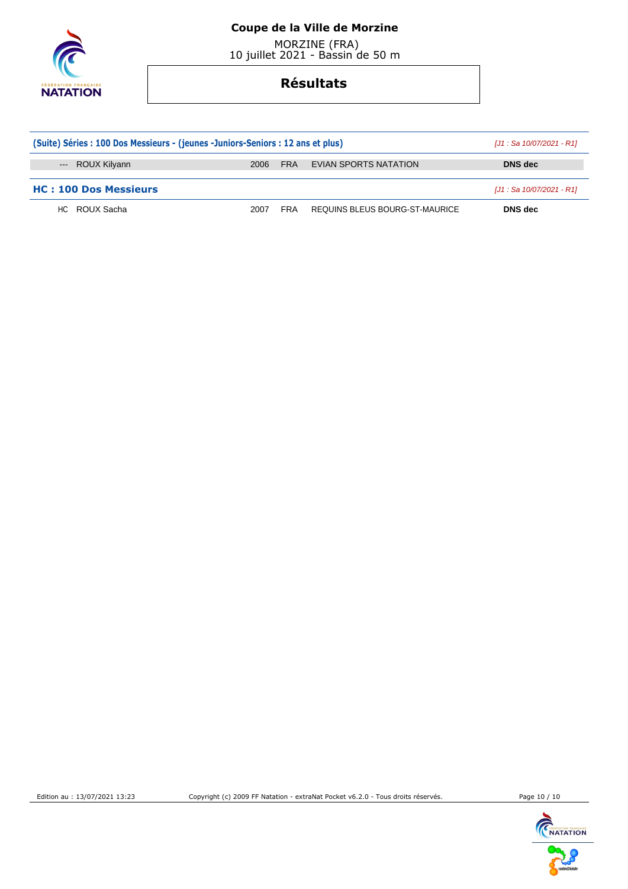**Coupe de la Ville de Morzine**

MORZINE (FRA)
10 juillet 2021 - Bassin de 50 m

# Résultats

## (Suite) Séries : 100 Dos Messieurs - (jeunes -Juniors-Seniors : 12 ans et plus)

*[J1 : Sa 10/07/2021 - R1]*

| | | | | | |
|---|---|---|---|---|---|
| --- | ROUX Kilyann | 2006 | FRA | EVIAN SPORTS NATATION | **DNS dec** |

## HC : 100 Dos Messieurs

*[J1 : Sa 10/07/2021 - R1]*

| | | | | | |
|---|---|---|---|---|---|
| HC | ROUX Sacha | 2007 | FRA | REQUINS BLEUS BOURG-ST-MAURICE | **DNS dec** |

Edition au : 13/07/2021 13:23 — Copyright (c) 2009 FF Natation - extraNat Pocket v6.2.0 - Tous droits réservés.